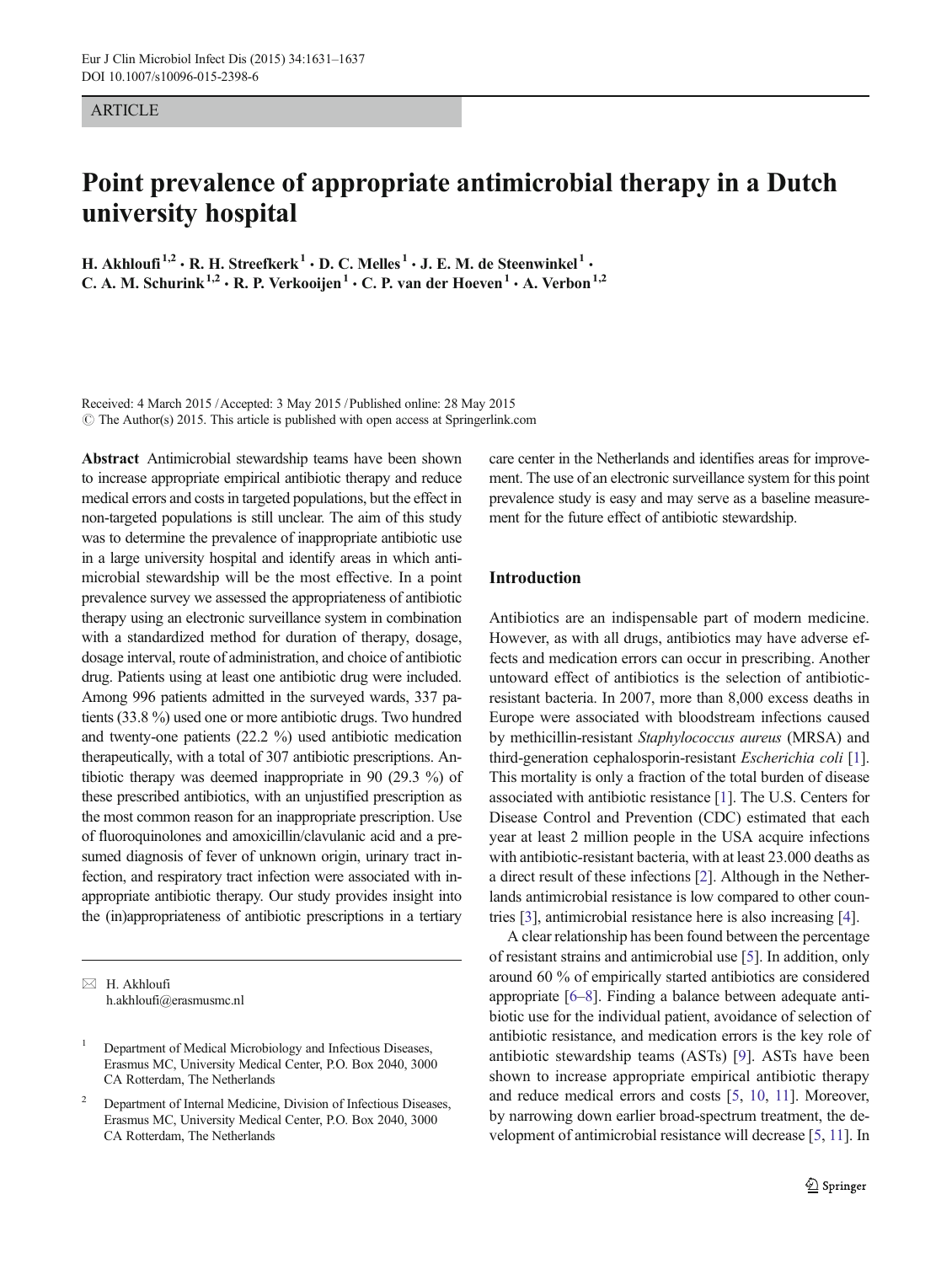ARTICLE

# Point prevalence of appropriate antimicrobial therapy in a Dutch university hospital

**H. Akhloufi**[1,2] **· R. H. Streefkerk**[1] **· D. C. Melles**[1] **· J. E. M. de Steenwinkel**[1] **· C. A. M. Schurink**[1,2] **· R. P. Verkooijen**[1] **· C. P. van der Hoeven**[1] **· A. Verbon**[1,2]

Received: 4 March 2015 / Accepted: 3 May 2015 / Published online: 28 May 2015
© The Author(s) 2015. This article is published with open access at Springerlink.com

**Abstract** Antimicrobial stewardship teams have been shown to increase appropriate empirical antibiotic therapy and reduce medical errors and costs in targeted populations, but the effect in non-targeted populations is still unclear. The aim of this study was to determine the prevalence of inappropriate antibiotic use in a large university hospital and identify areas in which antimicrobial stewardship will be the most effective. In a point prevalence survey we assessed the appropriateness of antibiotic therapy using an electronic surveillance system in combination with a standardized method for duration of therapy, dosage, dosage interval, route of administration, and choice of antibiotic drug. Patients using at least one antibiotic drug were included. Among 996 patients admitted in the surveyed wards, 337 patients (33.8 %) used one or more antibiotic drugs. Two hundred and twenty-one patients (22.2 %) used antibiotic medication therapeutically, with a total of 307 antibiotic prescriptions. Antibiotic therapy was deemed inappropriate in 90 (29.3 %) of these prescribed antibiotics, with an unjustified prescription as the most common reason for an inappropriate prescription. Use of fluoroquinolones and amoxicillin/clavulanic acid and a presumed diagnosis of fever of unknown origin, urinary tract infection, and respiratory tract infection were associated with inappropriate antibiotic therapy. Our study provides insight into the (in)appropriateness of antibiotic prescriptions in a tertiary care center in the Netherlands and identifies areas for improvement. The use of an electronic surveillance system for this point prevalence study is easy and may serve as a baseline measurement for the future effect of antibiotic stewardship.

## Introduction

Antibiotics are an indispensable part of modern medicine. However, as with all drugs, antibiotics may have adverse effects and medication errors can occur in prescribing. Another untoward effect of antibiotics is the selection of antibiotic-resistant bacteria. In 2007, more than 8,000 excess deaths in Europe were associated with bloodstream infections caused by methicillin-resistant *Staphylococcus aureus* (MRSA) and third-generation cephalosporin-resistant *Escherichia coli* [1]. This mortality is only a fraction of the total burden of disease associated with antibiotic resistance [1]. The U.S. Centers for Disease Control and Prevention (CDC) estimated that each year at least 2 million people in the USA acquire infections with antibiotic-resistant bacteria, with at least 23.000 deaths as a direct result of these infections [2]. Although in the Netherlands antimicrobial resistance is low compared to other countries [3], antimicrobial resistance here is also increasing [4].

A clear relationship has been found between the percentage of resistant strains and antimicrobial use [5]. In addition, only around 60 % of empirically started antibiotics are considered appropriate [6–8]. Finding a balance between adequate antibiotic use for the individual patient, avoidance of selection of antibiotic resistance, and medication errors is the key role of antibiotic stewardship teams (ASTs) [9]. ASTs have been shown to increase appropriate empirical antibiotic therapy and reduce medical errors and costs [5, 10, 11]. Moreover, by narrowing down earlier broad-spectrum treatment, the development of antimicrobial resistance will decrease [5, 11]. In

---

✉ H. Akhloufi
h.akhloufi@erasmusmc.nl

[1] Department of Medical Microbiology and Infectious Diseases, Erasmus MC, University Medical Center, P.O. Box 2040, 3000 CA Rotterdam, The Netherlands

[2] Department of Internal Medicine, Division of Infectious Diseases, Erasmus MC, University Medical Center, P.O. Box 2040, 3000 CA Rotterdam, The Netherlands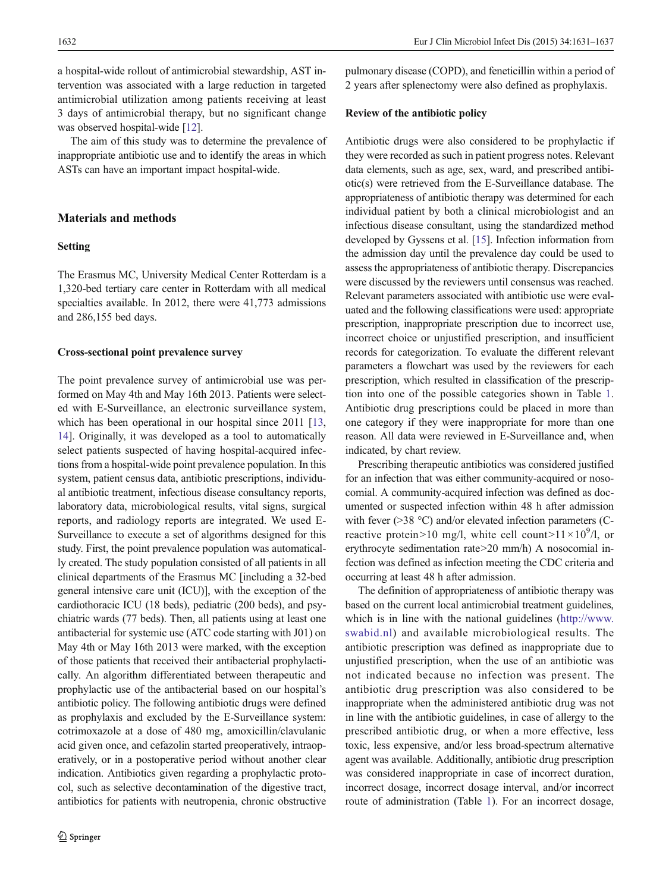a hospital-wide rollout of antimicrobial stewardship, AST intervention was associated with a large reduction in targeted antimicrobial utilization among patients receiving at least 3 days of antimicrobial therapy, but no significant change was observed hospital-wide [12].

The aim of this study was to determine the prevalence of inappropriate antibiotic use and to identify the areas in which ASTs can have an important impact hospital-wide.

## Materials and methods

### Setting

The Erasmus MC, University Medical Center Rotterdam is a 1,320-bed tertiary care center in Rotterdam with all medical specialties available. In 2012, there were 41,773 admissions and 286,155 bed days.

### Cross-sectional point prevalence survey

The point prevalence survey of antimicrobial use was performed on May 4th and May 16th 2013. Patients were selected with E-Surveillance, an electronic surveillance system, which has been operational in our hospital since 2011 [13, 14]. Originally, it was developed as a tool to automatically select patients suspected of having hospital-acquired infections from a hospital-wide point prevalence population. In this system, patient census data, antibiotic prescriptions, individual antibiotic treatment, infectious disease consultancy reports, laboratory data, microbiological results, vital signs, surgical reports, and radiology reports are integrated. We used E-Surveillance to execute a set of algorithms designed for this study. First, the point prevalence population was automatically created. The study population consisted of all patients in all clinical departments of the Erasmus MC [including a 32-bed general intensive care unit (ICU)], with the exception of the cardiothoracic ICU (18 beds), pediatric (200 beds), and psychiatric wards (77 beds). Then, all patients using at least one antibacterial for systemic use (ATC code starting with J01) on May 4th or May 16th 2013 were marked, with the exception of those patients that received their antibacterial prophylactically. An algorithm differentiated between therapeutic and prophylactic use of the antibacterial based on our hospital's antibiotic policy. The following antibiotic drugs were defined as prophylaxis and excluded by the E-Surveillance system: cotrimoxazole at a dose of 480 mg, amoxicillin/clavulanic acid given once, and cefazolin started preoperatively, intraoperatively, or in a postoperative period without another clear indication. Antibiotics given regarding a prophylactic protocol, such as selective decontamination of the digestive tract, antibiotics for patients with neutropenia, chronic obstructive pulmonary disease (COPD), and feneticillin within a period of 2 years after splenectomy were also defined as prophylaxis.

### Review of the antibiotic policy

Antibiotic drugs were also considered to be prophylactic if they were recorded as such in patient progress notes. Relevant data elements, such as age, sex, ward, and prescribed antibiotic(s) were retrieved from the E-Surveillance database. The appropriateness of antibiotic therapy was determined for each individual patient by both a clinical microbiologist and an infectious disease consultant, using the standardized method developed by Gyssens et al. [15]. Infection information from the admission day until the prevalence day could be used to assess the appropriateness of antibiotic therapy. Discrepancies were discussed by the reviewers until consensus was reached. Relevant parameters associated with antibiotic use were evaluated and the following classifications were used: appropriate prescription, inappropriate prescription due to incorrect use, incorrect choice or unjustified prescription, and insufficient records for categorization. To evaluate the different relevant parameters a flowchart was used by the reviewers for each prescription, which resulted in classification of the prescription into one of the possible categories shown in Table 1. Antibiotic drug prescriptions could be placed in more than one category if they were inappropriate for more than one reason. All data were reviewed in E-Surveillance and, when indicated, by chart review.

Prescribing therapeutic antibiotics was considered justified for an infection that was either community-acquired or nosocomial. A community-acquired infection was defined as documented or suspected infection within 48 h after admission with fever (>38 °C) and/or elevated infection parameters (C-reactive protein>10 mg/l, white cell count>$11\times10^9$/l, or erythrocyte sedimentation rate>20 mm/h) A nosocomial infection was defined as infection meeting the CDC criteria and occurring at least 48 h after admission.

The definition of appropriateness of antibiotic therapy was based on the current local antimicrobial treatment guidelines, which is in line with the national guidelines (http://www.swabid.nl) and available microbiological results. The antibiotic prescription was defined as inappropriate due to unjustified prescription, when the use of an antibiotic was not indicated because no infection was present. The antibiotic drug prescription was also considered to be inappropriate when the administered antibiotic drug was not in line with the antibiotic guidelines, in case of allergy to the prescribed antibiotic drug, or when a more effective, less toxic, less expensive, and/or less broad-spectrum alternative agent was available. Additionally, antibiotic drug prescription was considered inappropriate in case of incorrect duration, incorrect dosage, incorrect dosage interval, and/or incorrect route of administration (Table 1). For an incorrect dosage,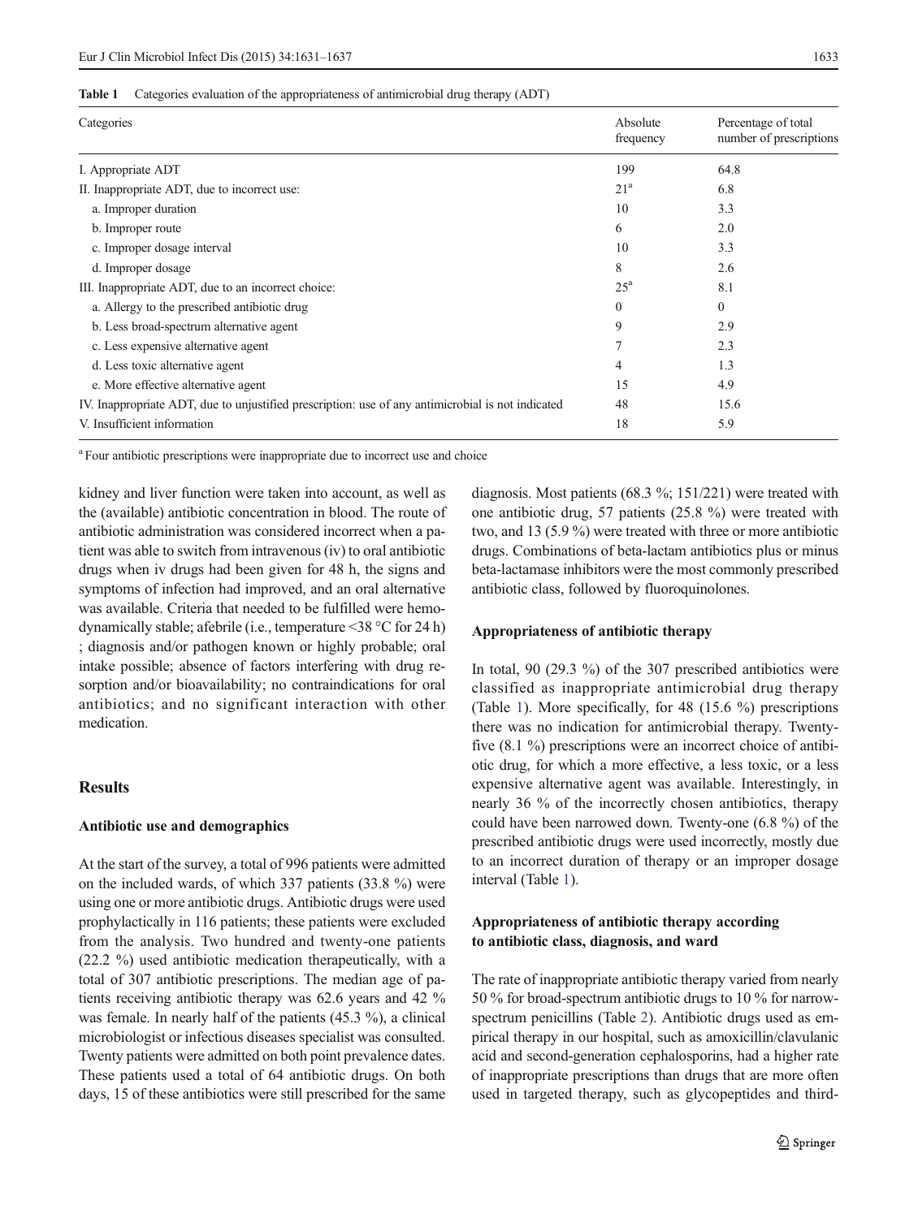**Table 1** Categories evaluation of the appropriateness of antimicrobial drug therapy (ADT)

| Categories | Absolute frequency | Percentage of total number of prescriptions |
|---|---|---|
| I. Appropriate ADT | 199 | 64.8 |
| II. Inappropriate ADT, due to incorrect use: | 21[a] | 6.8 |
| a. Improper duration | 10 | 3.3 |
| b. Improper route | 6 | 2.0 |
| c. Improper dosage interval | 10 | 3.3 |
| d. Improper dosage | 8 | 2.6 |
| III. Inappropriate ADT, due to an incorrect choice: | 25[a] | 8.1 |
| a. Allergy to the prescribed antibiotic drug | 0 | 0 |
| b. Less broad-spectrum alternative agent | 9 | 2.9 |
| c. Less expensive alternative agent | 7 | 2.3 |
| d. Less toxic alternative agent | 4 | 1.3 |
| e. More effective alternative agent | 15 | 4.9 |
| IV. Inappropriate ADT, due to unjustified prescription: use of any antimicrobial is not indicated | 48 | 15.6 |
| V. Insufficient information | 18 | 5.9 |

[a] Four antibiotic prescriptions were inappropriate due to incorrect use and choice

kidney and liver function were taken into account, as well as the (available) antibiotic concentration in blood. The route of antibiotic administration was considered incorrect when a patient was able to switch from intravenous (iv) to oral antibiotic drugs when iv drugs had been given for 48 h, the signs and symptoms of infection had improved, and an oral alternative was available. Criteria that needed to be fulfilled were hemodynamically stable; afebrile (i.e., temperature <38 °C for 24 h) ; diagnosis and/or pathogen known or highly probable; oral intake possible; absence of factors interfering with drug resorption and/or bioavailability; no contraindications for oral antibiotics; and no significant interaction with other medication.

## Results

### Antibiotic use and demographics

At the start of the survey, a total of 996 patients were admitted on the included wards, of which 337 patients (33.8 %) were using one or more antibiotic drugs. Antibiotic drugs were used prophylactically in 116 patients; these patients were excluded from the analysis. Two hundred and twenty-one patients (22.2 %) used antibiotic medication therapeutically, with a total of 307 antibiotic prescriptions. The median age of patients receiving antibiotic therapy was 62.6 years and 42 % was female. In nearly half of the patients (45.3 %), a clinical microbiologist or infectious diseases specialist was consulted. Twenty patients were admitted on both point prevalence dates. These patients used a total of 64 antibiotic drugs. On both days, 15 of these antibiotics were still prescribed for the same diagnosis. Most patients (68.3 %; 151/221) were treated with one antibiotic drug, 57 patients (25.8 %) were treated with two, and 13 (5.9 %) were treated with three or more antibiotic drugs. Combinations of beta-lactam antibiotics plus or minus beta-lactamase inhibitors were the most commonly prescribed antibiotic class, followed by fluoroquinolones.

### Appropriateness of antibiotic therapy

In total, 90 (29.3 %) of the 307 prescribed antibiotics were classified as inappropriate antimicrobial drug therapy (Table 1). More specifically, for 48 (15.6 %) prescriptions there was no indication for antimicrobial therapy. Twenty-five (8.1 %) prescriptions were an incorrect choice of antibiotic drug, for which a more effective, a less toxic, or a less expensive alternative agent was available. Interestingly, in nearly 36 % of the incorrectly chosen antibiotics, therapy could have been narrowed down. Twenty-one (6.8 %) of the prescribed antibiotic drugs were used incorrectly, mostly due to an incorrect duration of therapy or an improper dosage interval (Table 1).

### Appropriateness of antibiotic therapy according to antibiotic class, diagnosis, and ward

The rate of inappropriate antibiotic therapy varied from nearly 50 % for broad-spectrum antibiotic drugs to 10 % for narrow-spectrum penicillins (Table 2). Antibiotic drugs used as empirical therapy in our hospital, such as amoxicillin/clavulanic acid and second-generation cephalosporins, had a higher rate of inappropriate prescriptions than drugs that are more often used in targeted therapy, such as glycopeptides and third-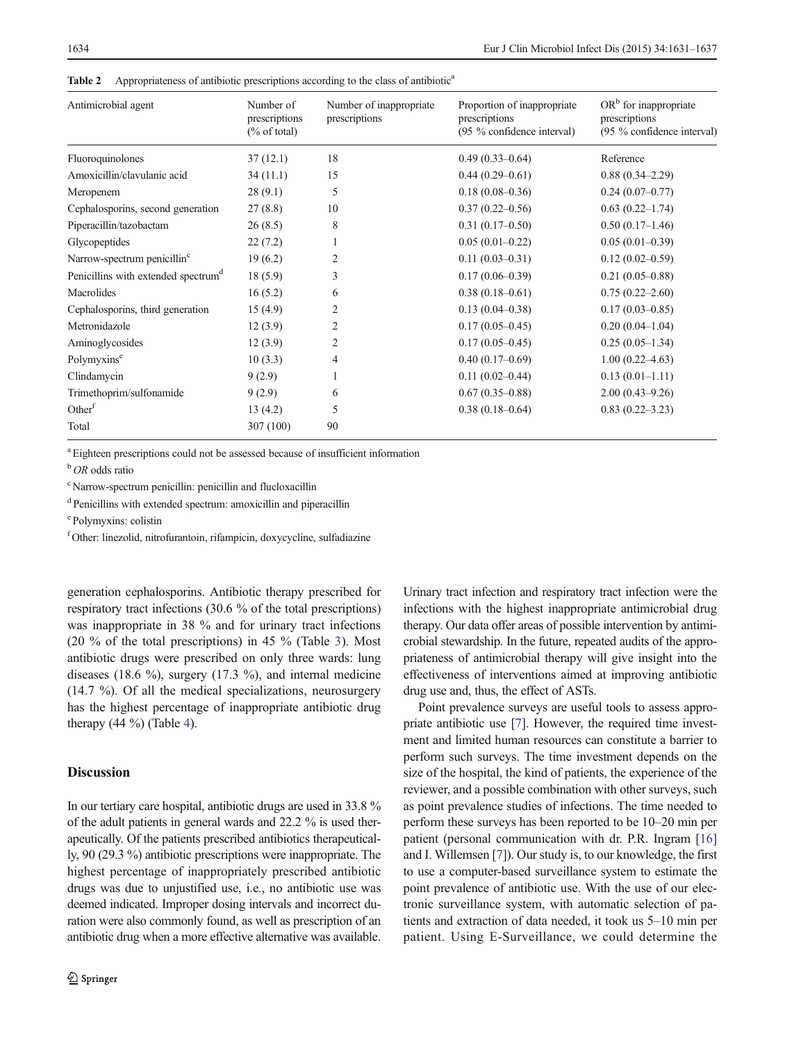**Table 2** Appropriateness of antibiotic prescriptions according to the class of antibiotic[a]

| Antimicrobial agent | Number of prescriptions (% of total) | Number of inappropriate prescriptions | Proportion of inappropriate prescriptions (95 % confidence interval) | OR[b] for inappropriate prescriptions (95 % confidence interval) |
|---|---|---|---|---|
| Fluoroquinolones | 37 (12.1) | 18 | 0.49 (0.33–0.64) | Reference |
| Amoxicillin/clavulanic acid | 34 (11.1) | 15 | 0.44 (0.29–0.61) | 0.88 (0.34–2.29) |
| Meropenem | 28 (9.1) | 5 | 0.18 (0.08–0.36) | 0.24 (0.07–0.77) |
| Cephalosporins, second generation | 27 (8.8) | 10 | 0.37 (0.22–0.56) | 0.63 (0.22–1.74) |
| Piperacillin/tazobactam | 26 (8.5) | 8 | 0.31 (0.17–0.50) | 0.50 (0.17–1.46) |
| Glycopeptides | 22 (7.2) | 1 | 0.05 (0.01–0.22) | 0.05 (0.01–0.39) |
| Narrow-spectrum penicillin[c] | 19 (6.2) | 2 | 0.11 (0.03–0.31) | 0.12 (0.02–0.59) |
| Penicillins with extended spectrum[d] | 18 (5.9) | 3 | 0.17 (0.06–0.39) | 0.21 (0.05–0.88) |
| Macrolides | 16 (5.2) | 6 | 0.38 (0.18–0.61) | 0.75 (0.22–2.60) |
| Cephalosporins, third generation | 15 (4.9) | 2 | 0.13 (0.04–0.38) | 0.17 (0.03–0.85) |
| Metronidazole | 12 (3.9) | 2 | 0.17 (0.05–0.45) | 0.20 (0.04–1.04) |
| Aminoglycosides | 12 (3.9) | 2 | 0.17 (0.05–0.45) | 0.25 (0.05–1.34) |
| Polymyxins[e] | 10 (3.3) | 4 | 0.40 (0.17–0.69) | 1.00 (0.22–4.63) |
| Clindamycin | 9 (2.9) | 1 | 0.11 (0.02–0.44) | 0.13 (0.01–1.11) |
| Trimethoprim/sulfonamide | 9 (2.9) | 6 | 0.67 (0.35–0.88) | 2.00 (0.43–9.26) |
| Other[f] | 13 (4.2) | 5 | 0.38 (0.18–0.64) | 0.83 (0.22–3.23) |
| Total | 307 (100) | 90 | | |

[a] Eighteen prescriptions could not be assessed because of insufficient information

[b] *OR* odds ratio

[c] Narrow-spectrum penicillin: penicillin and flucloxacillin

[d] Penicillins with extended spectrum: amoxicillin and piperacillin

[e] Polymyxins: colistin

[f] Other: linezolid, nitrofurantoin, rifampicin, doxycycline, sulfadiazine

generation cephalosporins. Antibiotic therapy prescribed for respiratory tract infections (30.6 % of the total prescriptions) was inappropriate in 38 % and for urinary tract infections (20 % of the total prescriptions) in 45 % (Table 3). Most antibiotic drugs were prescribed on only three wards: lung diseases (18.6 %), surgery (17.3 %), and internal medicine (14.7 %). Of all the medical specializations, neurosurgery has the highest percentage of inappropriate antibiotic drug therapy (44 %) (Table 4).

## Discussion

In our tertiary care hospital, antibiotic drugs are used in 33.8 % of the adult patients in general wards and 22.2 % is used therapeutically. Of the patients prescribed antibiotics therapeutically, 90 (29.3 %) antibiotic prescriptions were inappropriate. The highest percentage of inappropriately prescribed antibiotic drugs was due to unjustified use, i.e., no antibiotic use was deemed indicated. Improper dosing intervals and incorrect duration were also commonly found, as well as prescription of an antibiotic drug when a more effective alternative was available. Urinary tract infection and respiratory tract infection were the infections with the highest inappropriate antimicrobial drug therapy. Our data offer areas of possible intervention by antimicrobial stewardship. In the future, repeated audits of the appropriateness of antimicrobial therapy will give insight into the effectiveness of interventions aimed at improving antibiotic drug use and, thus, the effect of ASTs.

Point prevalence surveys are useful tools to assess appropriate antibiotic use [7]. However, the required time investment and limited human resources can constitute a barrier to perform such surveys. The time investment depends on the size of the hospital, the kind of patients, the experience of the reviewer, and a possible combination with other surveys, such as point prevalence studies of infections. The time needed to perform these surveys has been reported to be 10–20 min per patient (personal communication with dr. P.R. Ingram [16] and I. Willemsen [7]). Our study is, to our knowledge, the first to use a computer-based surveillance system to estimate the point prevalence of antibiotic use. With the use of our electronic surveillance system, with automatic selection of patients and extraction of data needed, it took us 5–10 min per patient. Using E-Surveillance, we could determine the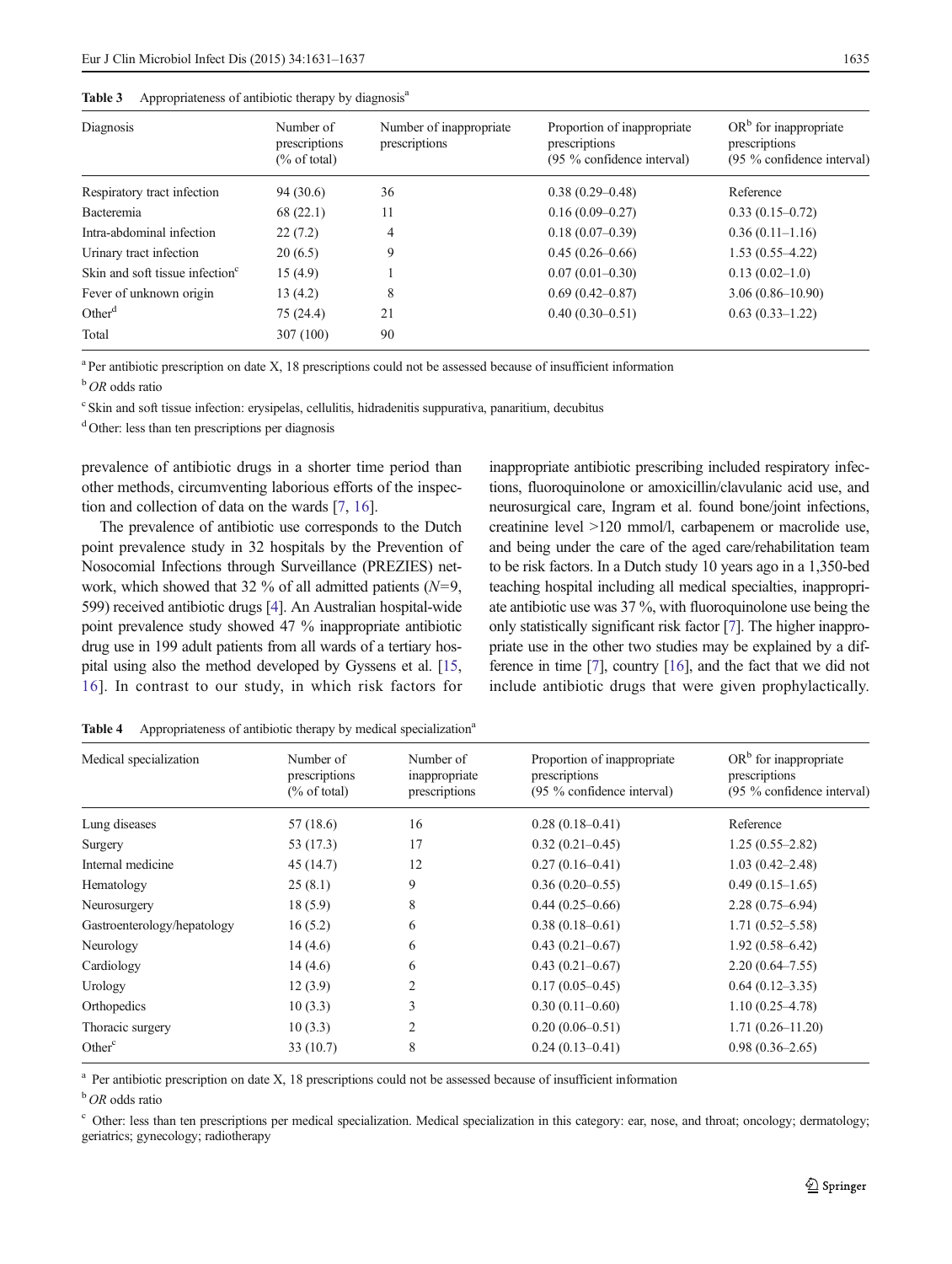**Table 3** Appropriateness of antibiotic therapy by diagnosis[a]

| Diagnosis | Number of prescriptions (% of total) | Number of inappropriate prescriptions | Proportion of inappropriate prescriptions (95 % confidence interval) | OR[b] for inappropriate prescriptions (95 % confidence interval) |
|---|---|---|---|---|
| Respiratory tract infection | 94 (30.6) | 36 | 0.38 (0.29–0.48) | Reference |
| Bacteremia | 68 (22.1) | 11 | 0.16 (0.09–0.27) | 0.33 (0.15–0.72) |
| Intra-abdominal infection | 22 (7.2) | 4 | 0.18 (0.07–0.39) | 0.36 (0.11–1.16) |
| Urinary tract infection | 20 (6.5) | 9 | 0.45 (0.26–0.66) | 1.53 (0.55–4.22) |
| Skin and soft tissue infection[c] | 15 (4.9) | 1 | 0.07 (0.01–0.30) | 0.13 (0.02–1.0) |
| Fever of unknown origin | 13 (4.2) | 8 | 0.69 (0.42–0.87) | 3.06 (0.86–10.90) |
| Other[d] | 75 (24.4) | 21 | 0.40 (0.30–0.51) | 0.63 (0.33–1.22) |
| Total | 307 (100) | 90 | | |

[a] Per antibiotic prescription on date X, 18 prescriptions could not be assessed because of insufficient information

[b] *OR* odds ratio

[c] Skin and soft tissue infection: erysipelas, cellulitis, hidradenitis suppurativa, panaritium, decubitus

[d] Other: less than ten prescriptions per diagnosis

prevalence of antibiotic drugs in a shorter time period than other methods, circumventing laborious efforts of the inspection and collection of data on the wards [7, 16].

The prevalence of antibiotic use corresponds to the Dutch point prevalence study in 32 hospitals by the Prevention of Nosocomial Infections through Surveillance (PREZIES) network, which showed that 32 % of all admitted patients ($N$=9,599) received antibiotic drugs [4]. An Australian hospital-wide point prevalence study showed 47 % inappropriate antibiotic drug use in 199 adult patients from all wards of a tertiary hospital using also the method developed by Gyssens et al. [15, 16]. In contrast to our study, in which risk factors for inappropriate antibiotic prescribing included respiratory infections, fluoroquinolone or amoxicillin/clavulanic acid use, and neurosurgical care, Ingram et al. found bone/joint infections, creatinine level >120 mmol/l, carbapenem or macrolide use, and being under the care of the aged care/rehabilitation team to be risk factors. In a Dutch study 10 years ago in a 1,350-bed teaching hospital including all medical specialties, inappropriate antibiotic use was 37 %, with fluoroquinolone use being the only statistically significant risk factor [7]. The higher inappropriate use in the other two studies may be explained by a difference in time [7], country [16], and the fact that we did not include antibiotic drugs that were given prophylactically.

**Table 4** Appropriateness of antibiotic therapy by medical specialization[a]

| Medical specialization | Number of prescriptions (% of total) | Number of inappropriate prescriptions | Proportion of inappropriate prescriptions (95 % confidence interval) | OR[b] for inappropriate prescriptions (95 % confidence interval) |
|---|---|---|---|---|
| Lung diseases | 57 (18.6) | 16 | 0.28 (0.18–0.41) | Reference |
| Surgery | 53 (17.3) | 17 | 0.32 (0.21–0.45) | 1.25 (0.55–2.82) |
| Internal medicine | 45 (14.7) | 12 | 0.27 (0.16–0.41) | 1.03 (0.42–2.48) |
| Hematology | 25 (8.1) | 9 | 0.36 (0.20–0.55) | 0.49 (0.15–1.65) |
| Neurosurgery | 18 (5.9) | 8 | 0.44 (0.25–0.66) | 2.28 (0.75–6.94) |
| Gastroenterology/hepatology | 16 (5.2) | 6 | 0.38 (0.18–0.61) | 1.71 (0.52–5.58) |
| Neurology | 14 (4.6) | 6 | 0.43 (0.21–0.67) | 1.92 (0.58–6.42) |
| Cardiology | 14 (4.6) | 6 | 0.43 (0.21–0.67) | 2.20 (0.64–7.55) |
| Urology | 12 (3.9) | 2 | 0.17 (0.05–0.45) | 0.64 (0.12–3.35) |
| Orthopedics | 10 (3.3) | 3 | 0.30 (0.11–0.60) | 1.10 (0.25–4.78) |
| Thoracic surgery | 10 (3.3) | 2 | 0.20 (0.06–0.51) | 1.71 (0.26–11.20) |
| Other[c] | 33 (10.7) | 8 | 0.24 (0.13–0.41) | 0.98 (0.36–2.65) |

[a] Per antibiotic prescription on date X, 18 prescriptions could not be assessed because of insufficient information

[b] *OR* odds ratio

[c] Other: less than ten prescriptions per medical specialization. Medical specialization in this category: ear, nose, and throat; oncology; dermatology; geriatrics; gynecology; radiotherapy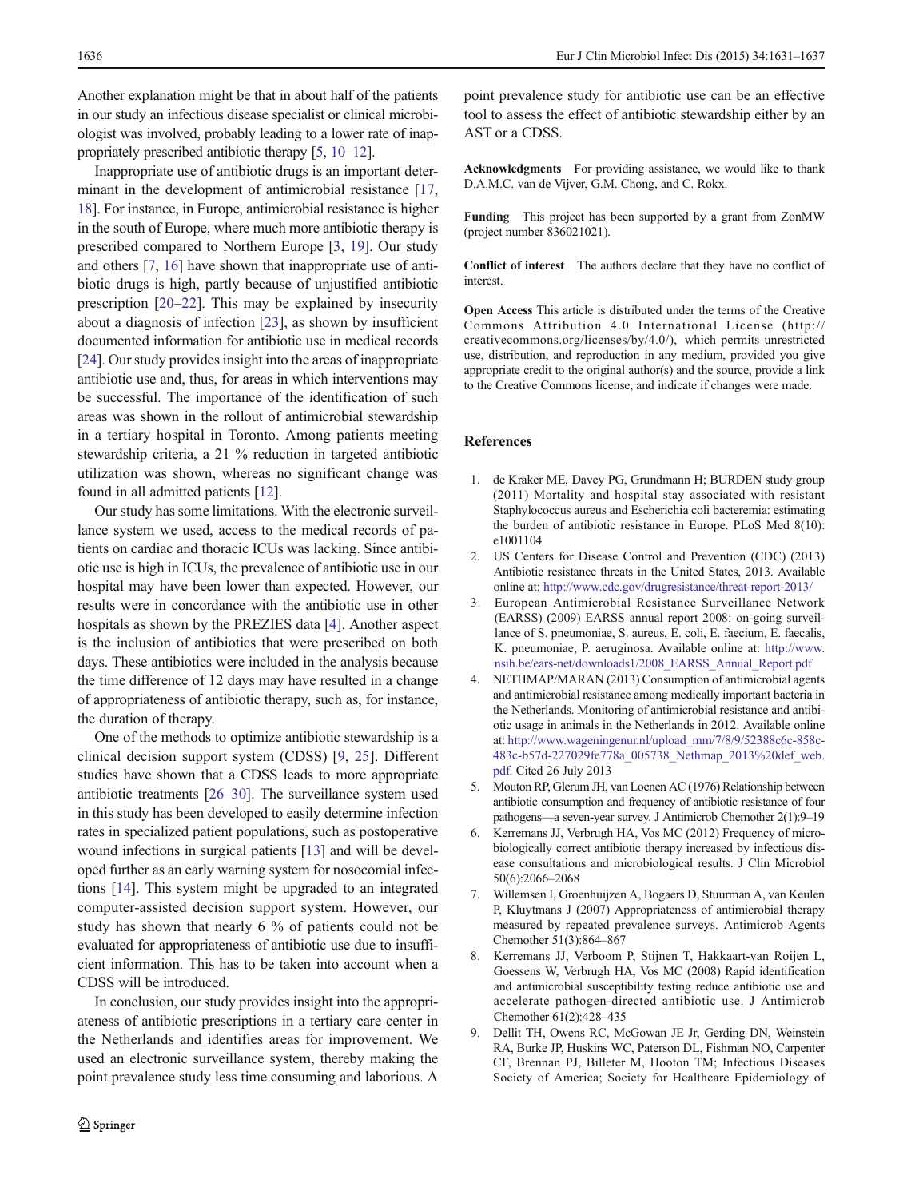Another explanation might be that in about half of the patients in our study an infectious disease specialist or clinical microbiologist was involved, probably leading to a lower rate of inappropriately prescribed antibiotic therapy [5, 10–12].

Inappropriate use of antibiotic drugs is an important determinant in the development of antimicrobial resistance [17, 18]. For instance, in Europe, antimicrobial resistance is higher in the south of Europe, where much more antibiotic therapy is prescribed compared to Northern Europe [3, 19]. Our study and others [7, 16] have shown that inappropriate use of antibiotic drugs is high, partly because of unjustified antibiotic prescription [20–22]. This may be explained by insecurity about a diagnosis of infection [23], as shown by insufficient documented information for antibiotic use in medical records [24]. Our study provides insight into the areas of inappropriate antibiotic use and, thus, for areas in which interventions may be successful. The importance of the identification of such areas was shown in the rollout of antimicrobial stewardship in a tertiary hospital in Toronto. Among patients meeting stewardship criteria, a 21 % reduction in targeted antibiotic utilization was shown, whereas no significant change was found in all admitted patients [12].

Our study has some limitations. With the electronic surveillance system we used, access to the medical records of patients on cardiac and thoracic ICUs was lacking. Since antibiotic use is high in ICUs, the prevalence of antibiotic use in our hospital may have been lower than expected. However, our results were in concordance with the antibiotic use in other hospitals as shown by the PREZIES data [4]. Another aspect is the inclusion of antibiotics that were prescribed on both days. These antibiotics were included in the analysis because the time difference of 12 days may have resulted in a change of appropriateness of antibiotic therapy, such as, for instance, the duration of therapy.

One of the methods to optimize antibiotic stewardship is a clinical decision support system (CDSS) [9, 25]. Different studies have shown that a CDSS leads to more appropriate antibiotic treatments [26–30]. The surveillance system used in this study has been developed to easily determine infection rates in specialized patient populations, such as postoperative wound infections in surgical patients [13] and will be developed further as an early warning system for nosocomial infections [14]. This system might be upgraded to an integrated computer-assisted decision support system. However, our study has shown that nearly 6 % of patients could not be evaluated for appropriateness of antibiotic use due to insufficient information. This has to be taken into account when a CDSS will be introduced.

In conclusion, our study provides insight into the appropriateness of antibiotic prescriptions in a tertiary care center in the Netherlands and identifies areas for improvement. We used an electronic surveillance system, thereby making the point prevalence study less time consuming and laborious. A point prevalence study for antibiotic use can be an effective tool to assess the effect of antibiotic stewardship either by an AST or a CDSS.

**Acknowledgments** For providing assistance, we would like to thank D.A.M.C. van de Vijver, G.M. Chong, and C. Rokx.

**Funding** This project has been supported by a grant from ZonMW (project number 836021021).

**Conflict of interest** The authors declare that they have no conflict of interest.

**Open Access** This article is distributed under the terms of the Creative Commons Attribution 4.0 International License (http://creativecommons.org/licenses/by/4.0/), which permits unrestricted use, distribution, and reproduction in any medium, provided you give appropriate credit to the original author(s) and the source, provide a link to the Creative Commons license, and indicate if changes were made.

## References

1. de Kraker ME, Davey PG, Grundmann H; BURDEN study group (2011) Mortality and hospital stay associated with resistant Staphylococcus aureus and Escherichia coli bacteremia: estimating the burden of antibiotic resistance in Europe. PLoS Med 8(10): e1001104
2. US Centers for Disease Control and Prevention (CDC) (2013) Antibiotic resistance threats in the United States, 2013. Available online at: http://www.cdc.gov/drugresistance/threat-report-2013/
3. European Antimicrobial Resistance Surveillance Network (EARSS) (2009) EARSS annual report 2008: on-going surveillance of S. pneumoniae, S. aureus, E. coli, E. faecium, E. faecalis, K. pneumoniae, P. aeruginosa. Available online at: http://www.nsih.be/ears-net/downloads1/2008_EARSS_Annual_Report.pdf
4. NETHMAP/MARAN (2013) Consumption of antimicrobial agents and antimicrobial resistance among medically important bacteria in the Netherlands. Monitoring of antimicrobial resistance and antibiotic usage in animals in the Netherlands in 2012. Available online at: http://www.wageningenur.nl/upload_mm/7/8/9/52388c6c-858c-483c-b57d-227029fe778a_005738_Nethmap_2013%20def_web.pdf. Cited 26 July 2013
5. Mouton RP, Glerum JH, van Loenen AC (1976) Relationship between antibiotic consumption and frequency of antibiotic resistance of four pathogens—a seven-year survey. J Antimicrob Chemother 2(1):9–19
6. Kerremans JJ, Verbrugh HA, Vos MC (2012) Frequency of microbiologically correct antibiotic therapy increased by infectious disease consultations and microbiological results. J Clin Microbiol 50(6):2066–2068
7. Willemsen I, Groenhuijzen A, Bogaers D, Stuurman A, van Keulen P, Kluytmans J (2007) Appropriateness of antimicrobial therapy measured by repeated prevalence surveys. Antimicrob Agents Chemother 51(3):864–867
8. Kerremans JJ, Verboom P, Stijnen T, Hakkaart-van Roijen L, Goessens W, Verbrugh HA, Vos MC (2008) Rapid identification and antimicrobial susceptibility testing reduce antibiotic use and accelerate pathogen-directed antibiotic use. J Antimicrob Chemother 61(2):428–435
9. Dellit TH, Owens RC, McGowan JE Jr, Gerding DN, Weinstein RA, Burke JP, Huskins WC, Paterson DL, Fishman NO, Carpenter CF, Brennan PJ, Billeter M, Hooton TM; Infectious Diseases Society of America; Society for Healthcare Epidemiology of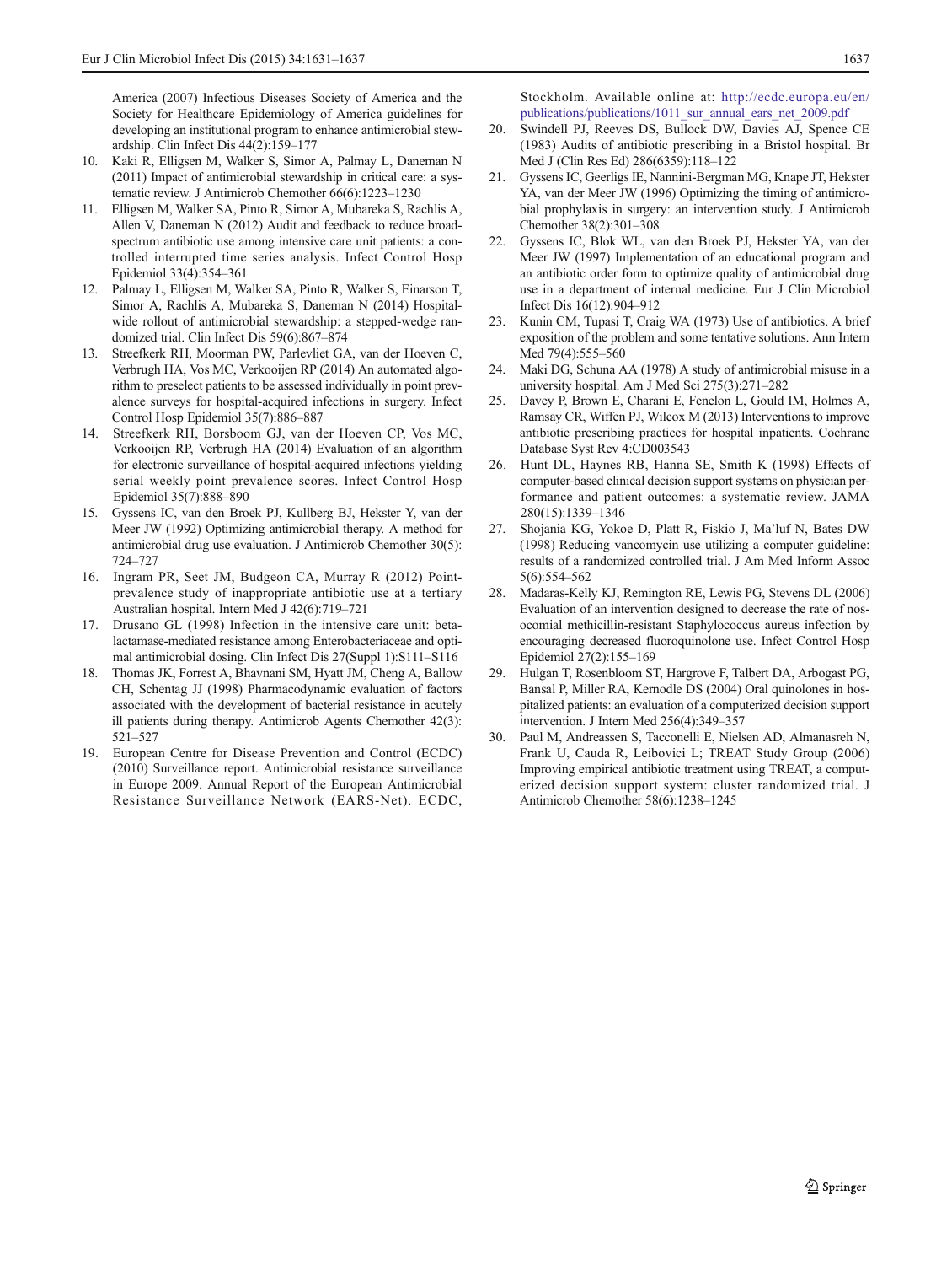America (2007) Infectious Diseases Society of America and the Society for Healthcare Epidemiology of America guidelines for developing an institutional program to enhance antimicrobial stewardship. Clin Infect Dis 44(2):159–177

10. Kaki R, Elligsen M, Walker S, Simor A, Palmay L, Daneman N (2011) Impact of antimicrobial stewardship in critical care: a systematic review. J Antimicrob Chemother 66(6):1223–1230
11. Elligsen M, Walker SA, Pinto R, Simor A, Mubareka S, Rachlis A, Allen V, Daneman N (2012) Audit and feedback to reduce broad-spectrum antibiotic use among intensive care unit patients: a controlled interrupted time series analysis. Infect Control Hosp Epidemiol 33(4):354–361
12. Palmay L, Elligsen M, Walker SA, Pinto R, Walker S, Einarson T, Simor A, Rachlis A, Mubareka S, Daneman N (2014) Hospital-wide rollout of antimicrobial stewardship: a stepped-wedge randomized trial. Clin Infect Dis 59(6):867–874
13. Streefkerk RH, Moorman PW, Parlevliet GA, van der Hoeven C, Verbrugh HA, Vos MC, Verkooijen RP (2014) An automated algorithm to preselect patients to be assessed individually in point prevalence surveys for hospital-acquired infections in surgery. Infect Control Hosp Epidemiol 35(7):886–887
14. Streefkerk RH, Borsboom GJ, van der Hoeven CP, Vos MC, Verkooijen RP, Verbrugh HA (2014) Evaluation of an algorithm for electronic surveillance of hospital-acquired infections yielding serial weekly point prevalence scores. Infect Control Hosp Epidemiol 35(7):888–890
15. Gyssens IC, van den Broek PJ, Kullberg BJ, Hekster Y, van der Meer JW (1992) Optimizing antimicrobial therapy. A method for antimicrobial drug use evaluation. J Antimicrob Chemother 30(5):724–727
16. Ingram PR, Seet JM, Budgeon CA, Murray R (2012) Point-prevalence study of inappropriate antibiotic use at a tertiary Australian hospital. Intern Med J 42(6):719–721
17. Drusano GL (1998) Infection in the intensive care unit: beta-lactamase-mediated resistance among Enterobacteriaceae and optimal antimicrobial dosing. Clin Infect Dis 27(Suppl 1):S111–S116
18. Thomas JK, Forrest A, Bhavnani SM, Hyatt JM, Cheng A, Ballow CH, Schentag JJ (1998) Pharmacodynamic evaluation of factors associated with the development of bacterial resistance in acutely ill patients during therapy. Antimicrob Agents Chemother 42(3):521–527
19. European Centre for Disease Prevention and Control (ECDC) (2010) Surveillance report. Antimicrobial resistance surveillance in Europe 2009. Annual Report of the European Antimicrobial Resistance Surveillance Network (EARS-Net). ECDC, Stockholm. Available online at: http://ecdc.europa.eu/en/publications/publications/1011_sur_annual_ears_net_2009.pdf
20. Swindell PJ, Reeves DS, Bullock DW, Davies AJ, Spence CE (1983) Audits of antibiotic prescribing in a Bristol hospital. Br Med J (Clin Res Ed) 286(6359):118–122
21. Gyssens IC, Geerligs IE, Nannini-Bergman MG, Knape JT, Hekster YA, van der Meer JW (1996) Optimizing the timing of antimicrobial prophylaxis in surgery: an intervention study. J Antimicrob Chemother 38(2):301–308
22. Gyssens IC, Blok WL, van den Broek PJ, Hekster YA, van der Meer JW (1997) Implementation of an educational program and an antibiotic order form to optimize quality of antimicrobial drug use in a department of internal medicine. Eur J Clin Microbiol Infect Dis 16(12):904–912
23. Kunin CM, Tupasi T, Craig WA (1973) Use of antibiotics. A brief exposition of the problem and some tentative solutions. Ann Intern Med 79(4):555–560
24. Maki DG, Schuna AA (1978) A study of antimicrobial misuse in a university hospital. Am J Med Sci 275(3):271–282
25. Davey P, Brown E, Charani E, Fenelon L, Gould IM, Holmes A, Ramsay CR, Wiffen PJ, Wilcox M (2013) Interventions to improve antibiotic prescribing practices for hospital inpatients. Cochrane Database Syst Rev 4:CD003543
26. Hunt DL, Haynes RB, Hanna SE, Smith K (1998) Effects of computer-based clinical decision support systems on physician performance and patient outcomes: a systematic review. JAMA 280(15):1339–1346
27. Shojania KG, Yokoe D, Platt R, Fiskio J, Ma'luf N, Bates DW (1998) Reducing vancomycin use utilizing a computer guideline: results of a randomized controlled trial. J Am Med Inform Assoc 5(6):554–562
28. Madaras-Kelly KJ, Remington RE, Lewis PG, Stevens DL (2006) Evaluation of an intervention designed to decrease the rate of nosocomial methicillin-resistant Staphylococcus aureus infection by encouraging decreased fluoroquinolone use. Infect Control Hosp Epidemiol 27(2):155–169
29. Hulgan T, Rosenbloom ST, Hargrove F, Talbert DA, Arbogast PG, Bansal P, Miller RA, Kernodle DS (2004) Oral quinolones in hospitalized patients: an evaluation of a computerized decision support intervention. J Intern Med 256(4):349–357
30. Paul M, Andreassen S, Tacconelli E, Nielsen AD, Almanasreh N, Frank U, Cauda R, Leibovici L; TREAT Study Group (2006) Improving empirical antibiotic treatment using TREAT, a computerized decision support system: cluster randomized trial. J Antimicrob Chemother 58(6):1238–1245